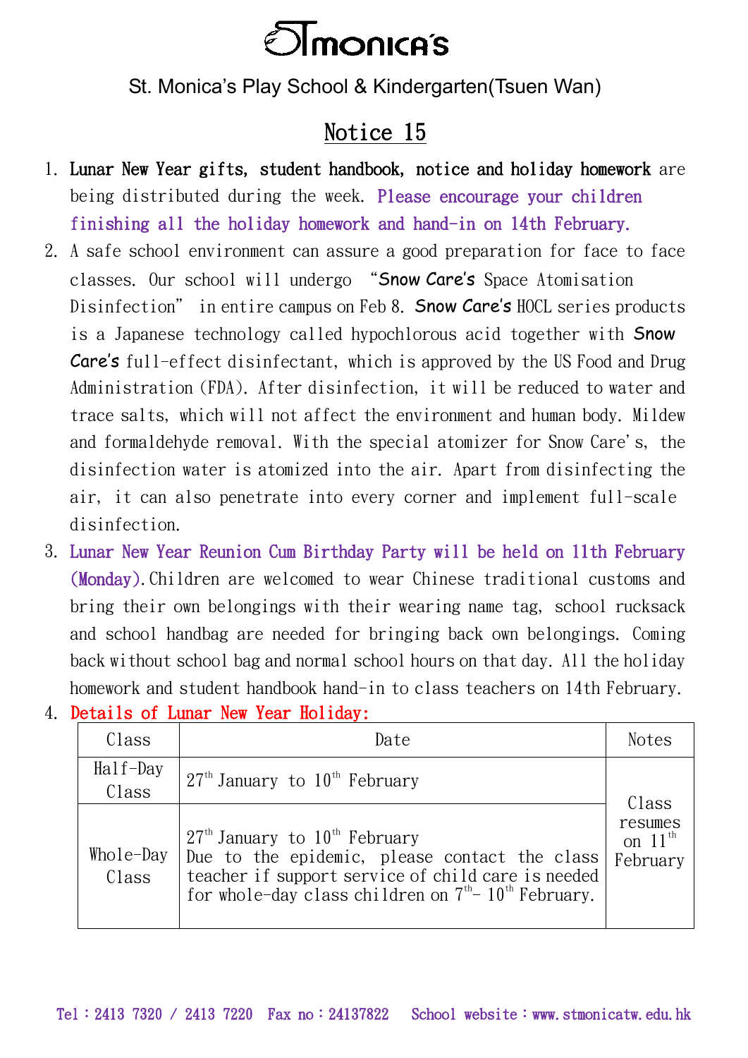# STmonica's

St. Monica's Play School & Kindergarten(Tsuen Wan)

## Notice 15

1. **Lunar New Year gifts, student handbook, notice and holiday homework** are being distributed during the week. Please encourage your children finishing all the holiday homework and hand-in on 14th February.
2. A safe school environment can assure a good preparation for face to face classes. Our school will undergo "Snow Care's Space Atomisation Disinfection" in entire campus on Feb 8. Snow Care's HOCL series products is a Japanese technology called hypochlorous acid together with Snow Care's full-effect disinfectant, which is approved by the US Food and Drug Administration (FDA). After disinfection, it will be reduced to water and trace salts, which will not affect the environment and human body. Mildew and formaldehyde removal. With the special atomizer for Snow Care's, the disinfection water is atomized into the air. Apart from disinfecting the air, it can also penetrate into every corner and implement full-scale disinfection.
3. Lunar New Year Reunion Cum Birthday Party will be held on 11th February (Monday). Children are welcomed to wear Chinese traditional customs and bring their own belongings with their wearing name tag, school rucksack and school handbag are needed for bringing back own belongings. Coming back without school bag and normal school hours on that day. All the holiday homework and student handbook hand-in to class teachers on 14th February.
4. Details of Lunar New Year Holiday:

| Class | Date | Notes |
|---|---|---|
| Half-Day Class | 27th January to 10th February | Class resumes on 11th February |
| Whole-Day Class | 27th January to 10th February<br>Due to the epidemic, please contact the class teacher if support service of child care is needed for whole-day class children on 7th - 10th February. | |

Tel：2413 7320 / 2413 7220 Fax no：24137822 School website：www.stmonicatw.edu.hk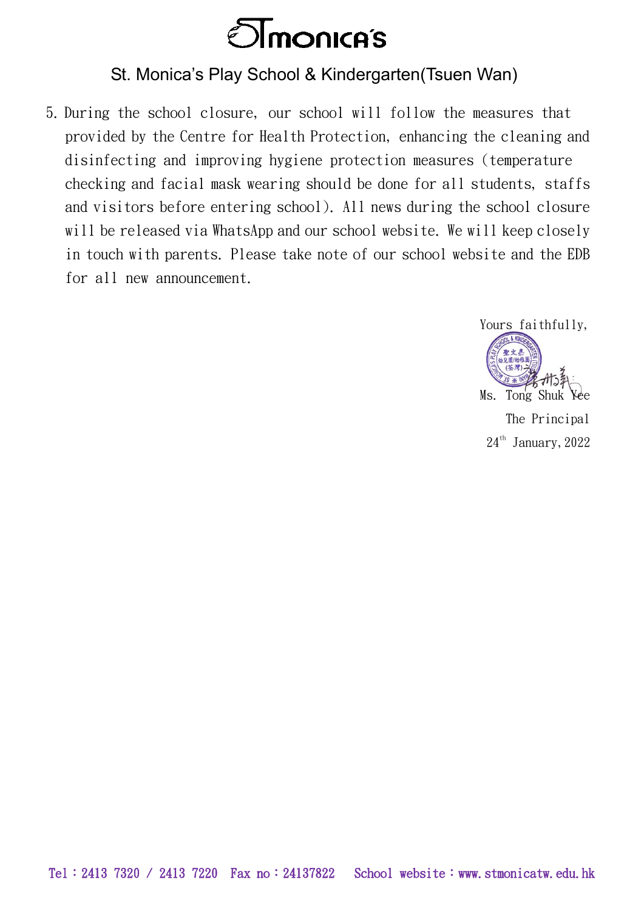5. During the school closure, our school will follow the measures that provided by the Centre for Health Protection, enhancing the cleaning and disinfecting and improving hygiene protection measures (temperature checking and facial mask wearing should be done for all students, staffs and visitors before entering school). All news during the school closure will be released via WhatsApp and our school website. We will keep closely in touch with parents. Please take note of our school website and the EDB for all new announcement.

Yours faithfully,

Ms. Tong Shuk Yee

The Principal

24th January, 2022